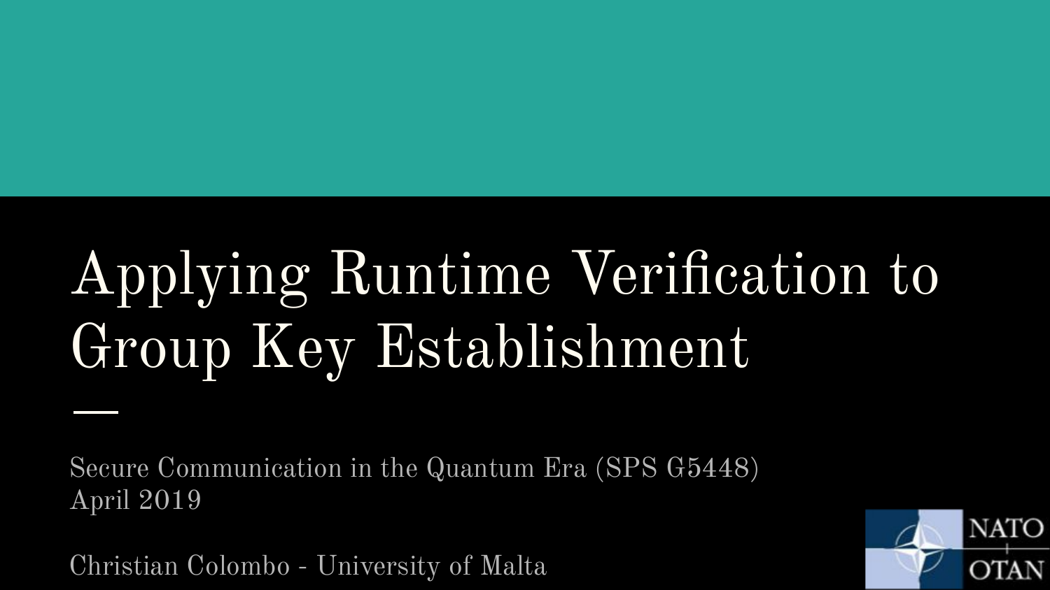# Applying Runtime Verification to Group Key Establishment

Secure Communication in the Quantum Era (SPS G5448)
April 2019

Christian Colombo - University of Malta

NATO
OTAN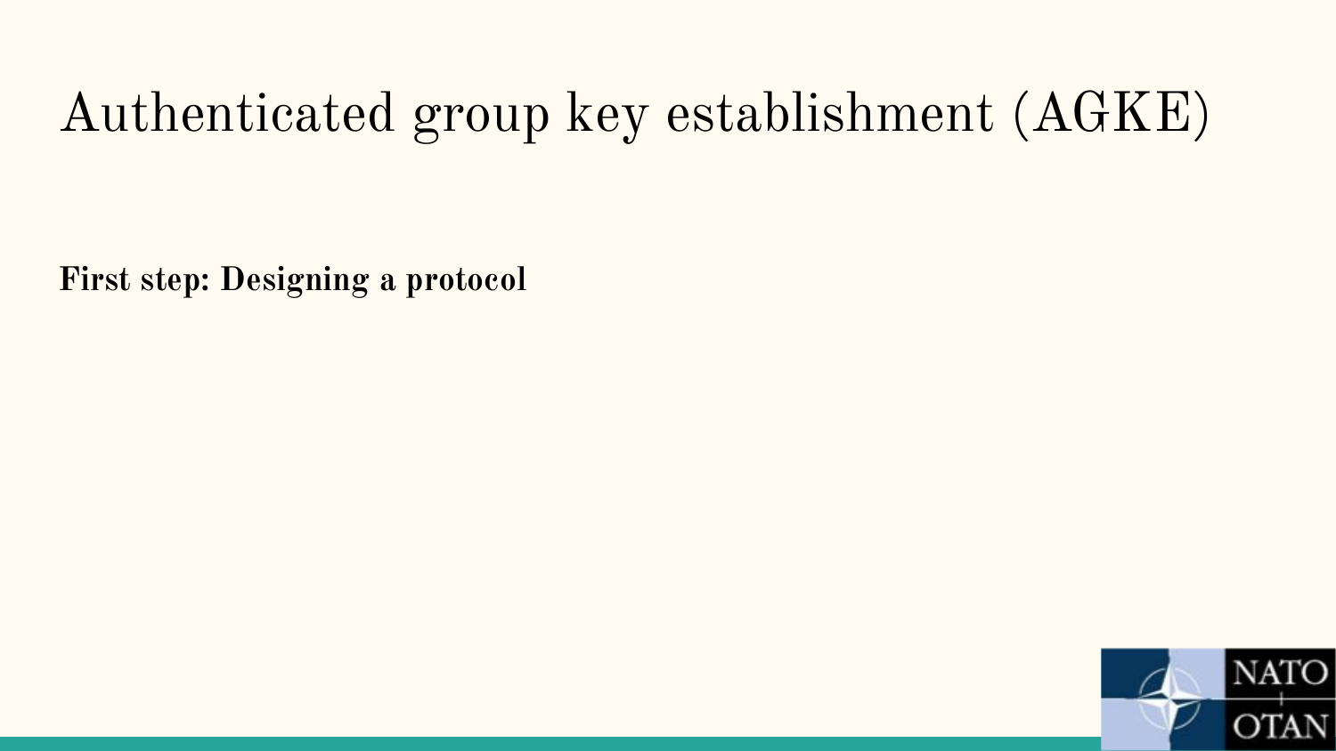# Authenticated group key establishment (AGKE)

**First step: Designing a protocol**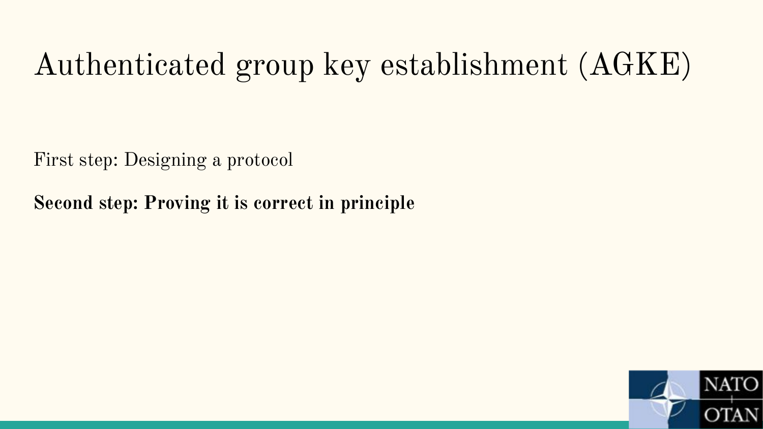# Authenticated group key establishment (AGKE)

First step: Designing a protocol

**Second step: Proving it is correct in principle**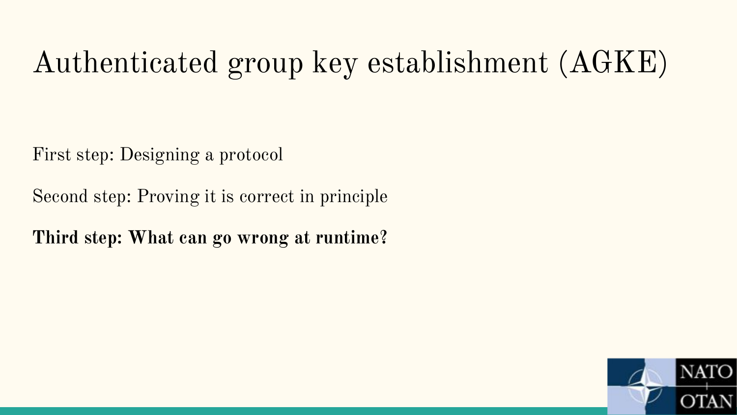# Authenticated group key establishment (AGKE)

First step: Designing a protocol

Second step: Proving it is correct in principle

**Third step: What can go wrong at runtime?**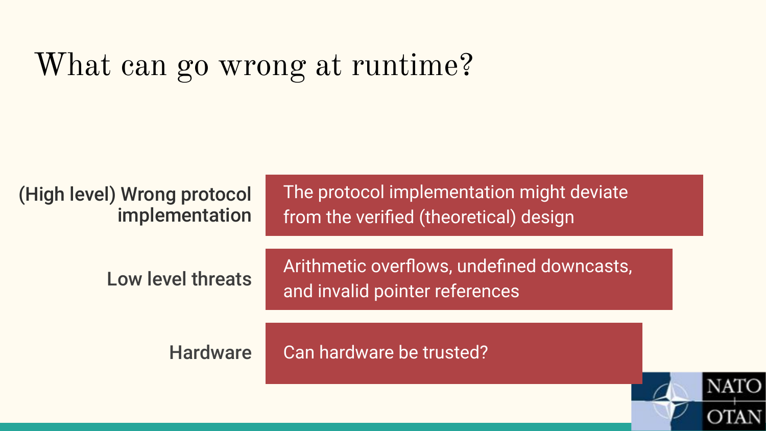# What can go wrong at runtime?

| | |
|---|---|
| **(High level) Wrong protocol implementation** | The protocol implementation might deviate from the verified (theoretical) design |
| **Low level threats** | Arithmetic overflows, undefined downcasts, and invalid pointer references |
| **Hardware** | Can hardware be trusted? |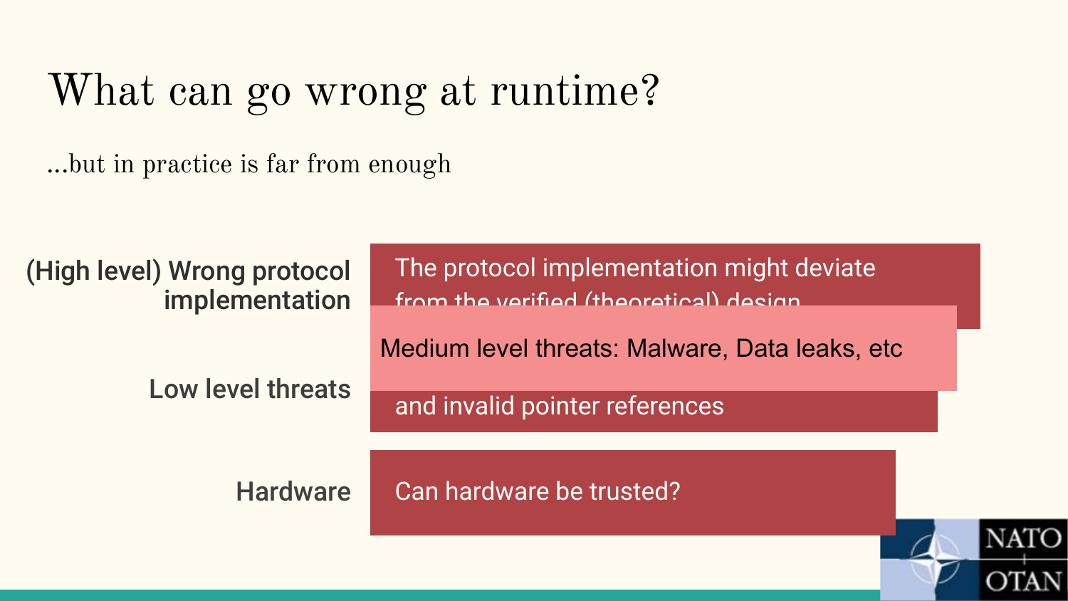# What can go wrong at runtime?

...but in practice is far from enough

**(High level) Wrong protocol implementation**

The protocol implementation might deviate from the verified (theoretical) design

Medium level threats: Malware, Data leaks, etc

**Low level threats**

and invalid pointer references

**Hardware**

Can hardware be trusted?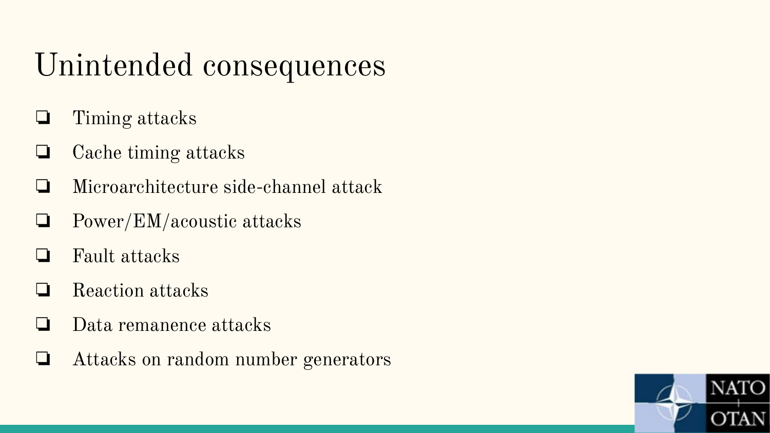# Unintended consequences

- Timing attacks
- Cache timing attacks
- Microarchitecture side-channel attack
- Power/EM/acoustic attacks
- Fault attacks
- Reaction attacks
- Data remanence attacks
- Attacks on random number generators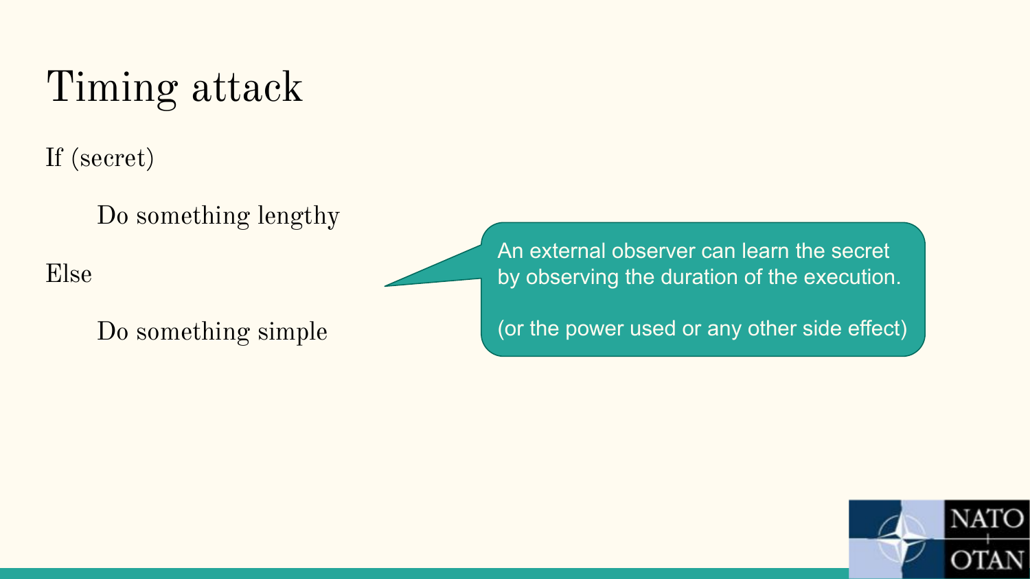# Timing attack

```
If (secret)
    Do something lengthy
Else
    Do something simple
```

An external observer can learn the secret by observing the duration of the execution.

(or the power used or any other side effect)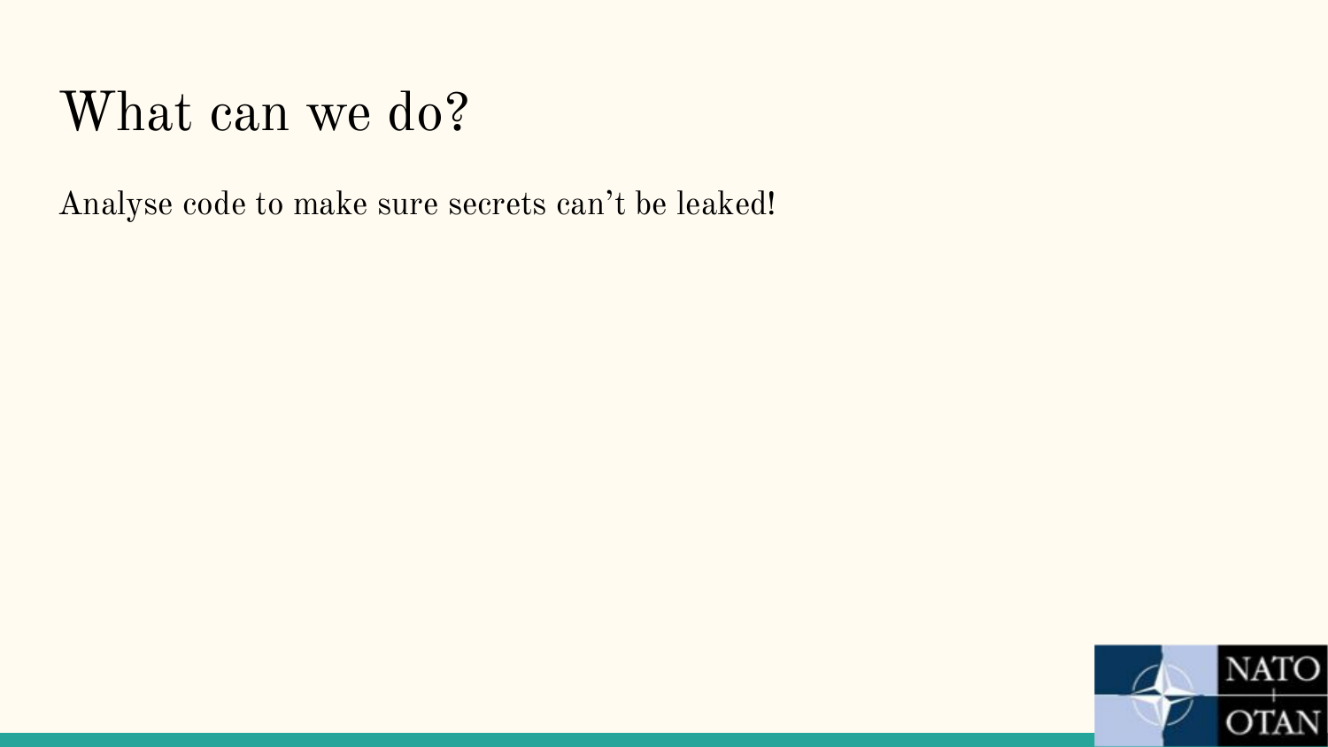# What can we do?

Analyse code to make sure secrets can't be leaked!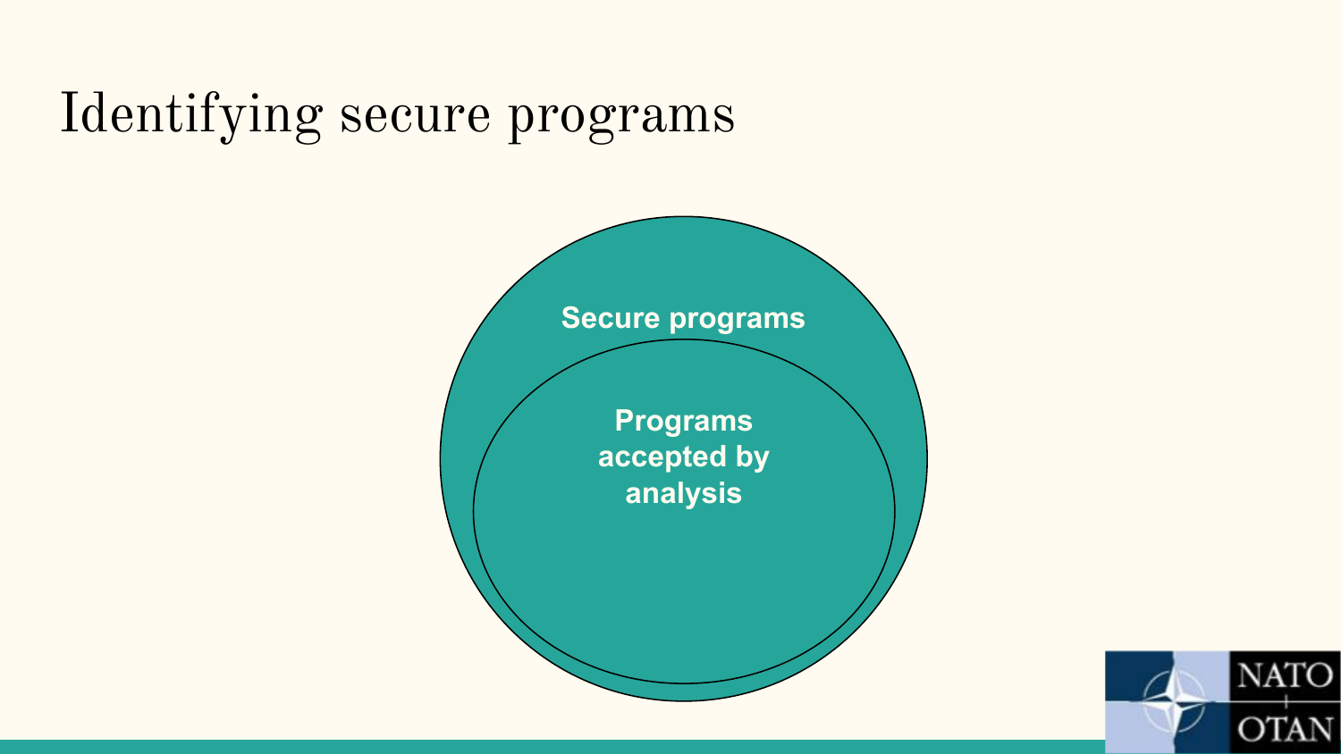# Identifying secure programs

Secure programs

Programs accepted by analysis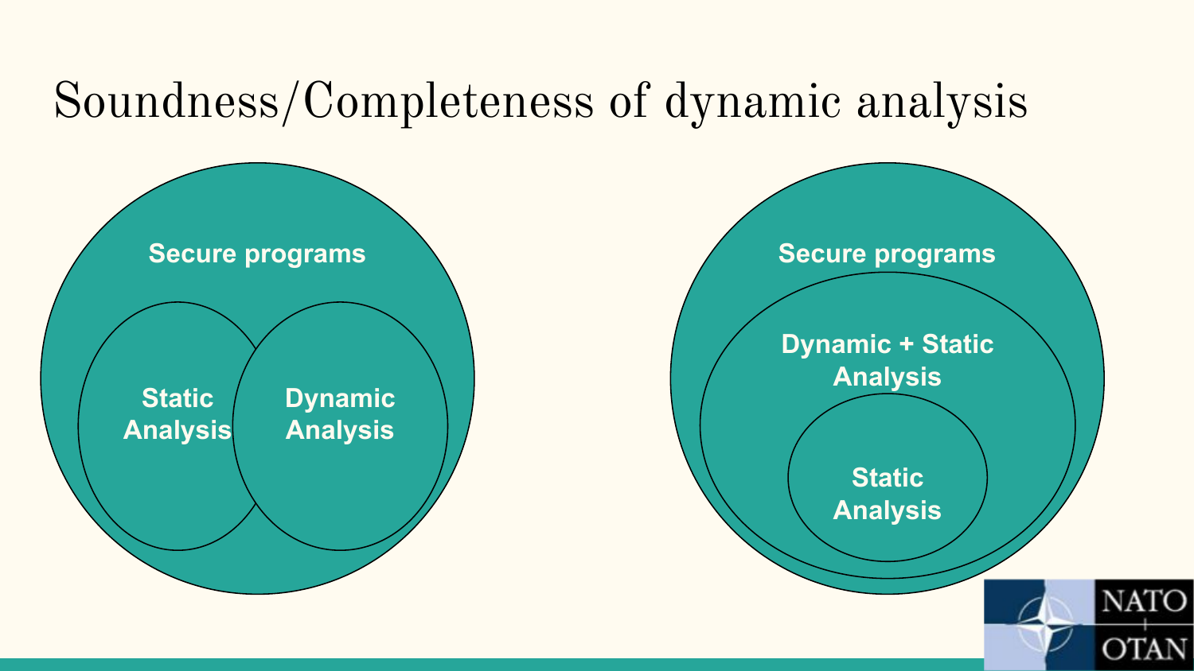# Soundness/Completeness of dynamic analysis

Secure programs

Static Analysis

Dynamic Analysis

Secure programs

Dynamic + Static Analysis

Static Analysis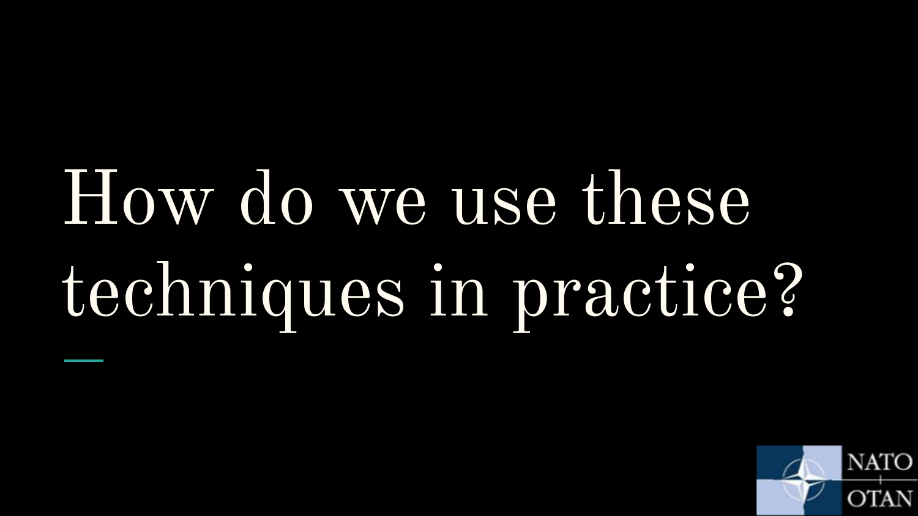# How do we use these techniques in practice?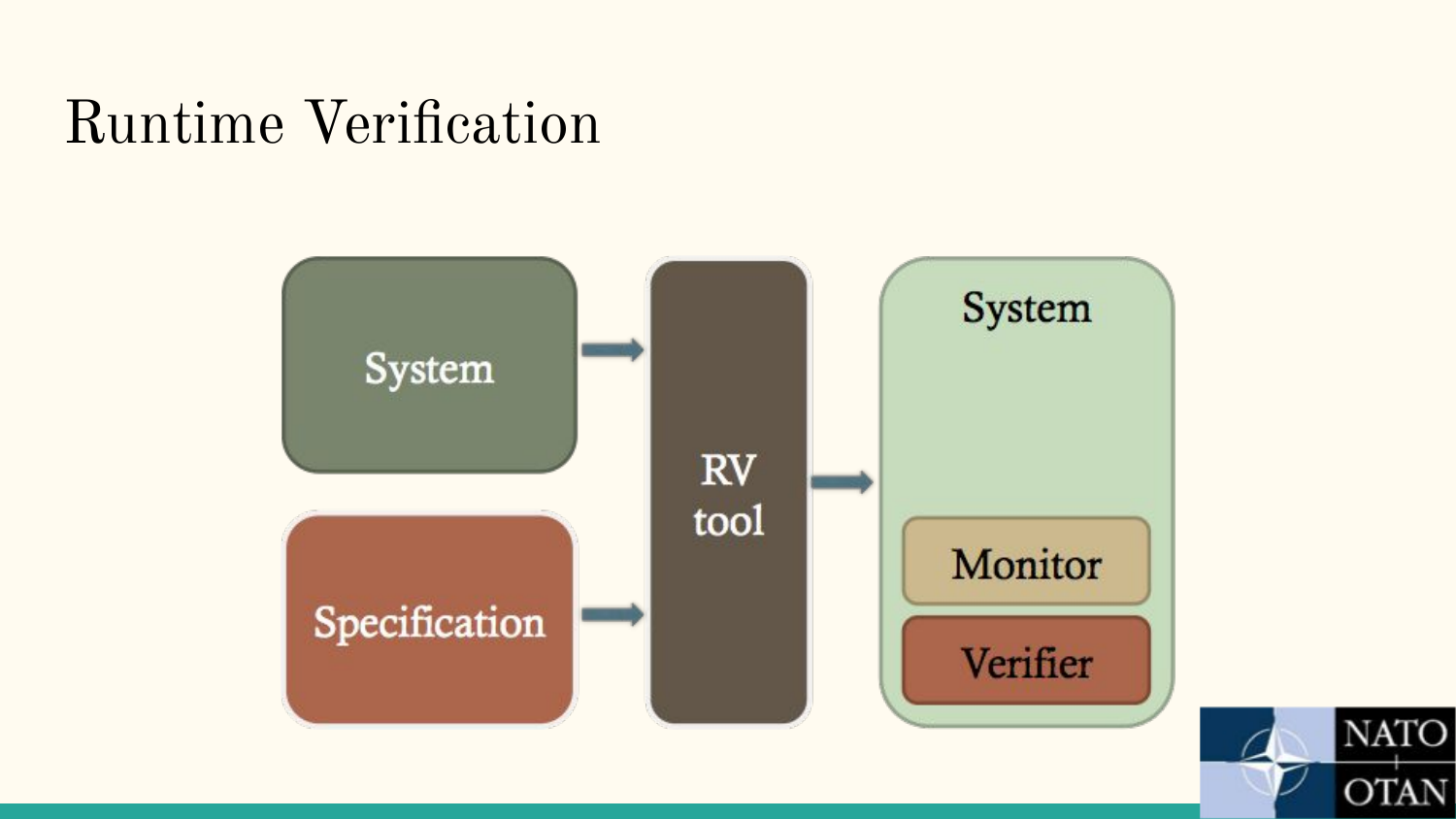# Runtime Verification

System

Specification

RV tool

System

Monitor

Verifier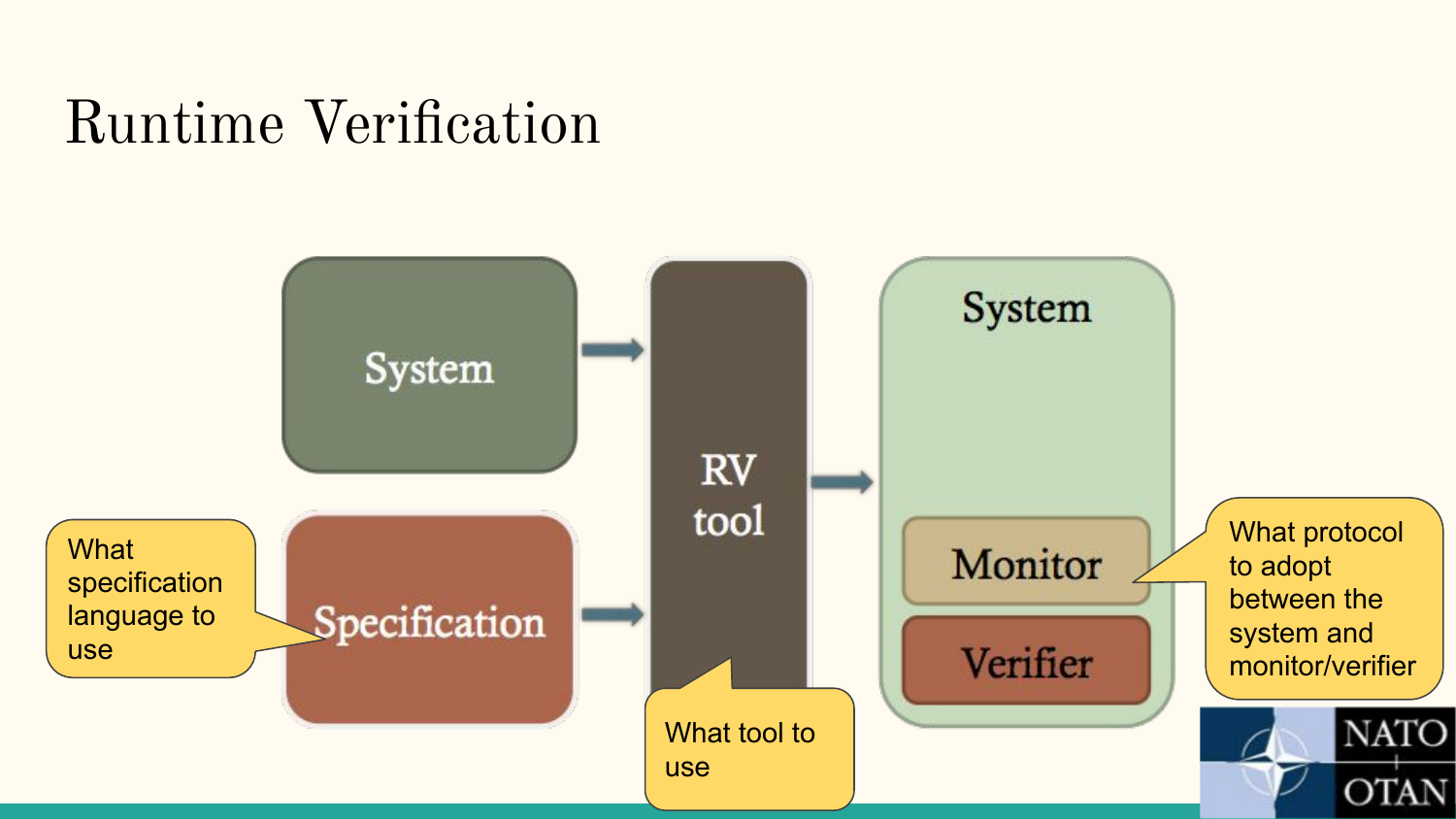# Runtime Verification

System

Specification

RV tool

System

Monitor

Verifier

What specification language to use

What tool to use

What protocol to adopt between the system and monitor/verifier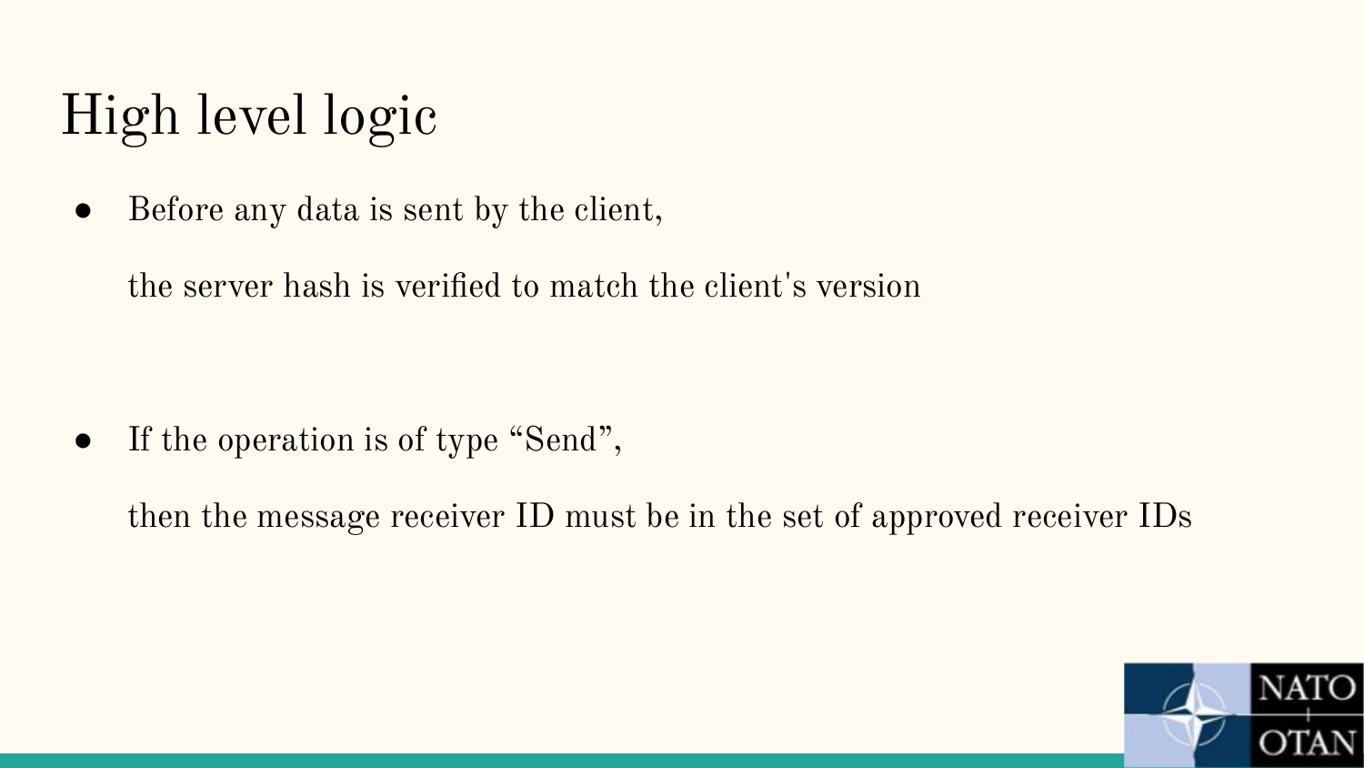# High level logic

- Before any data is sent by the client,

  the server hash is verified to match the client's version

- If the operation is of type “Send”,

  then the message receiver ID must be in the set of approved receiver IDs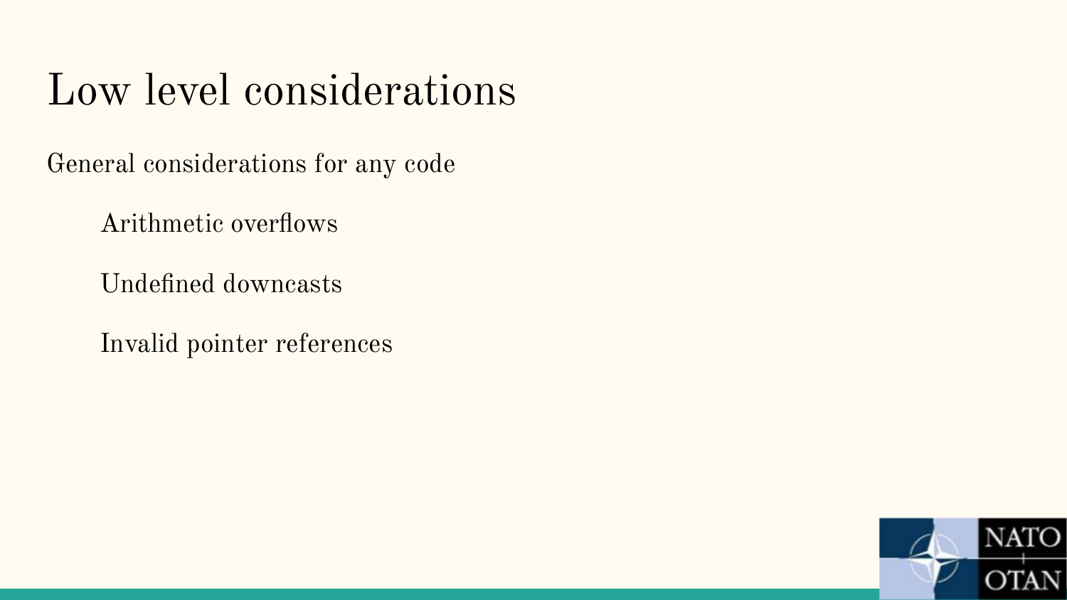# Low level considerations

General considerations for any code

- Arithmetic overflows
- Undefined downcasts
- Invalid pointer references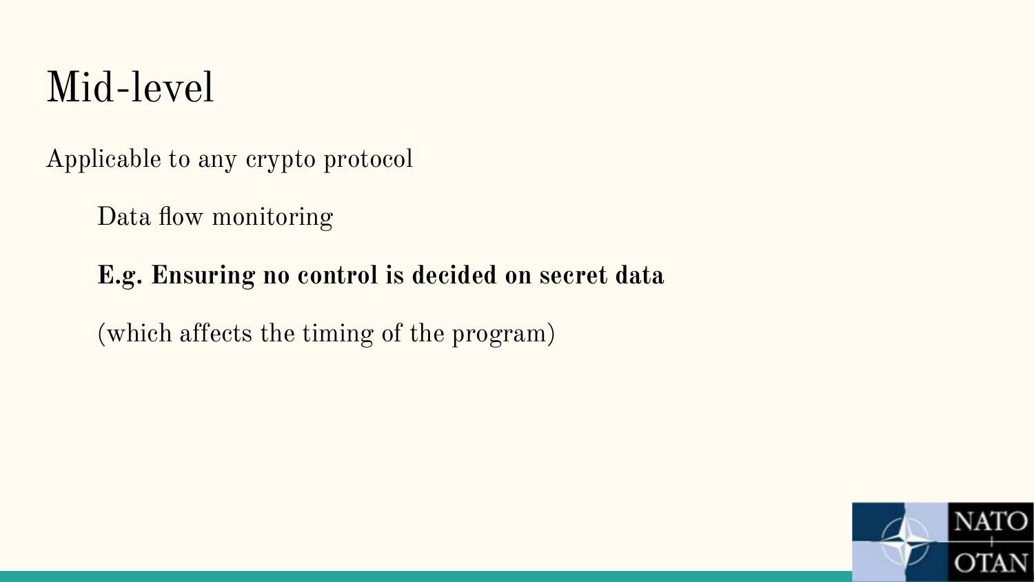# Mid-level

Applicable to any crypto protocol

Data flow monitoring

**E.g. Ensuring no control is decided on secret data**

(which affects the timing of the program)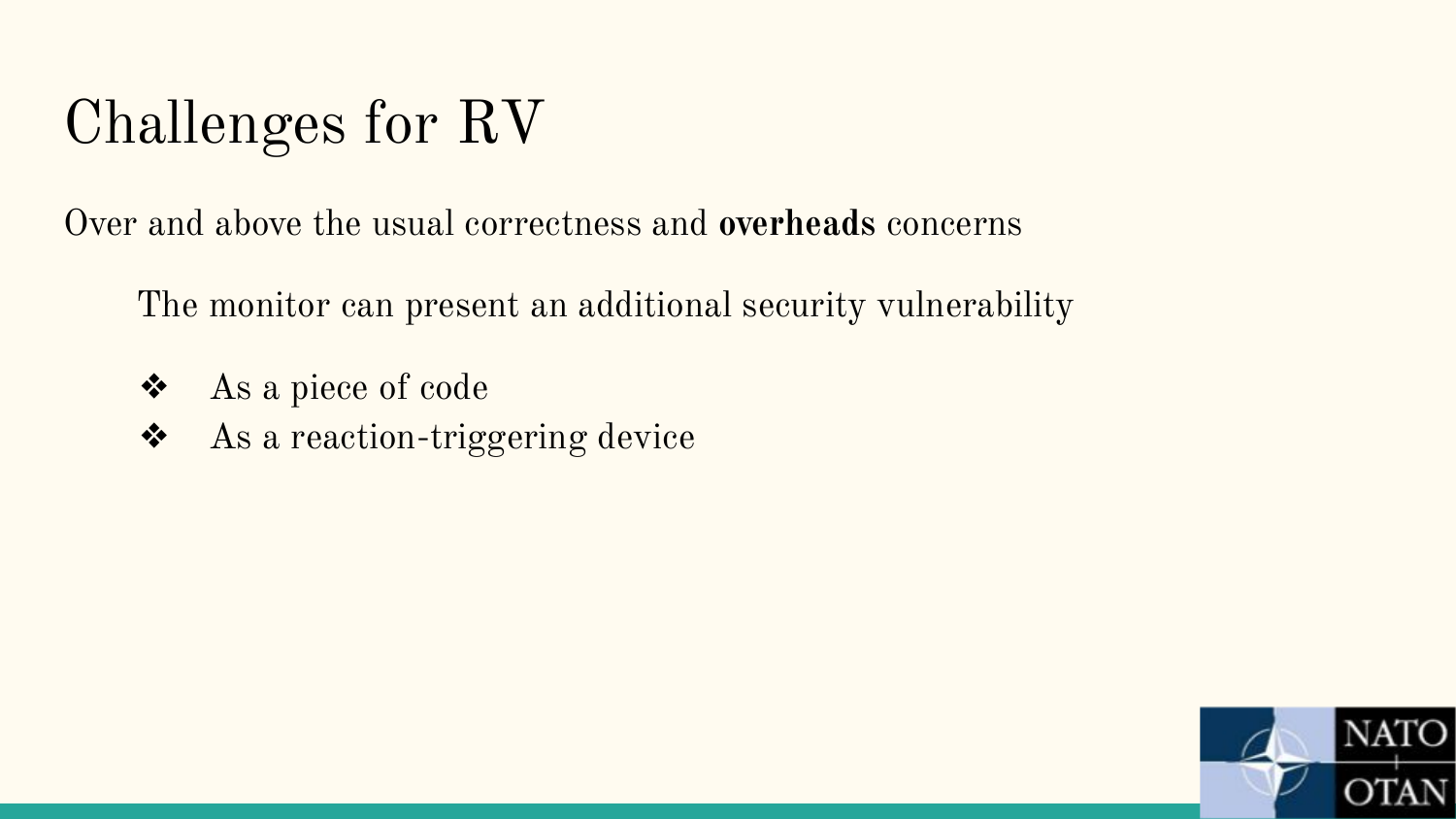# Challenges for RV

Over and above the usual correctness and **overheads** concerns

The monitor can present an additional security vulnerability

- As a piece of code
- As a reaction-triggering device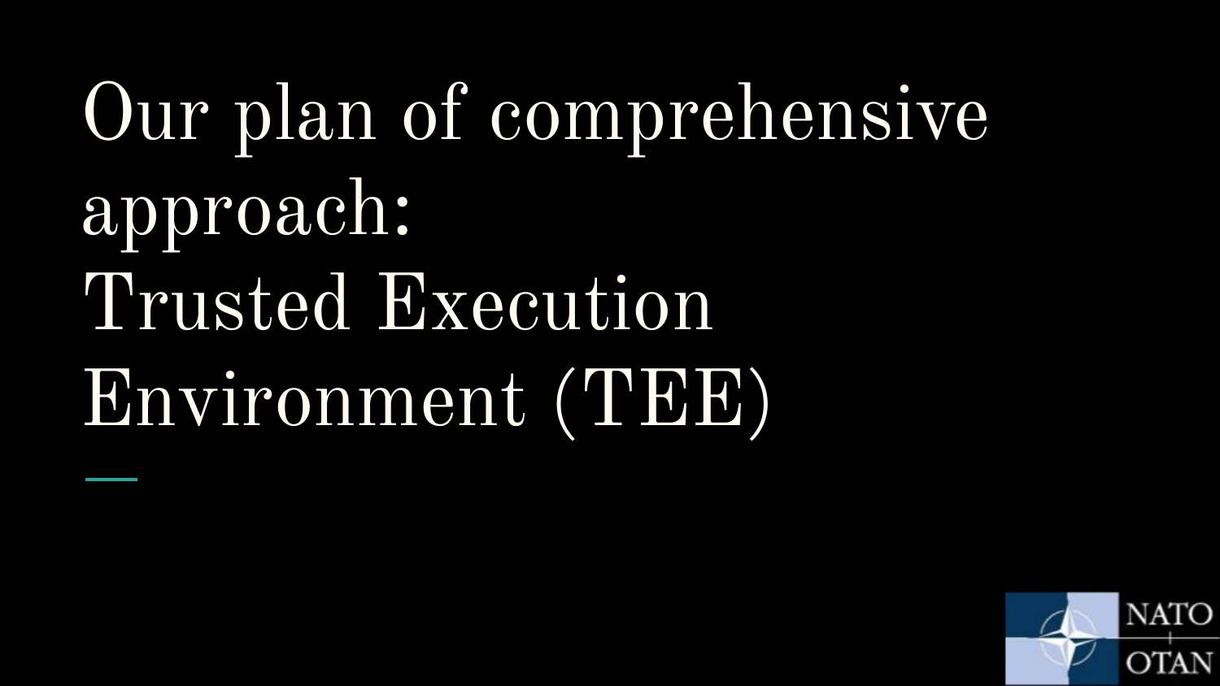# Our plan of comprehensive approach: Trusted Execution Environment (TEE)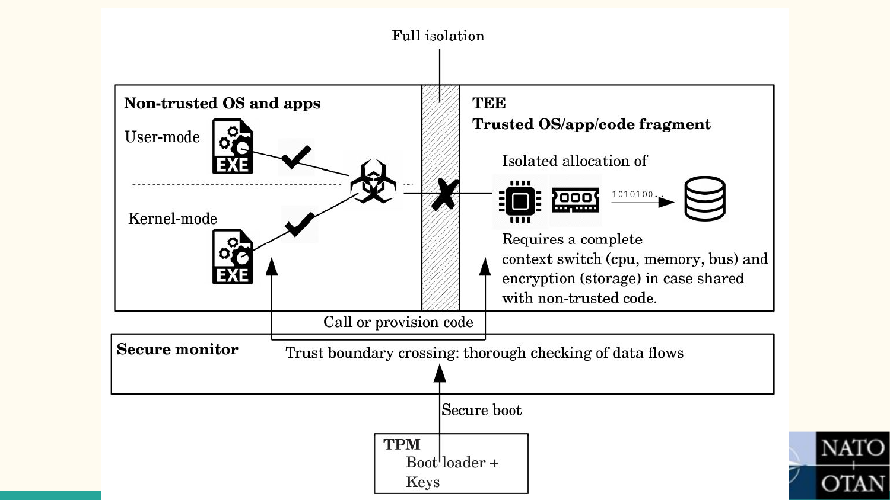Full isolation

**Non-trusted OS and apps**

User-mode

Kernel-mode

**TEE**

**Trusted OS/app/code fragment**

Isolated allocation of

1010100...

Requires a complete context switch (cpu, memory, bus) and encryption (storage) in case shared with non-trusted code.

Call or provision code

**Secure monitor**

Trust boundary crossing: thorough checking of data flows

Secure boot

**TPM**

Boot loader +
Keys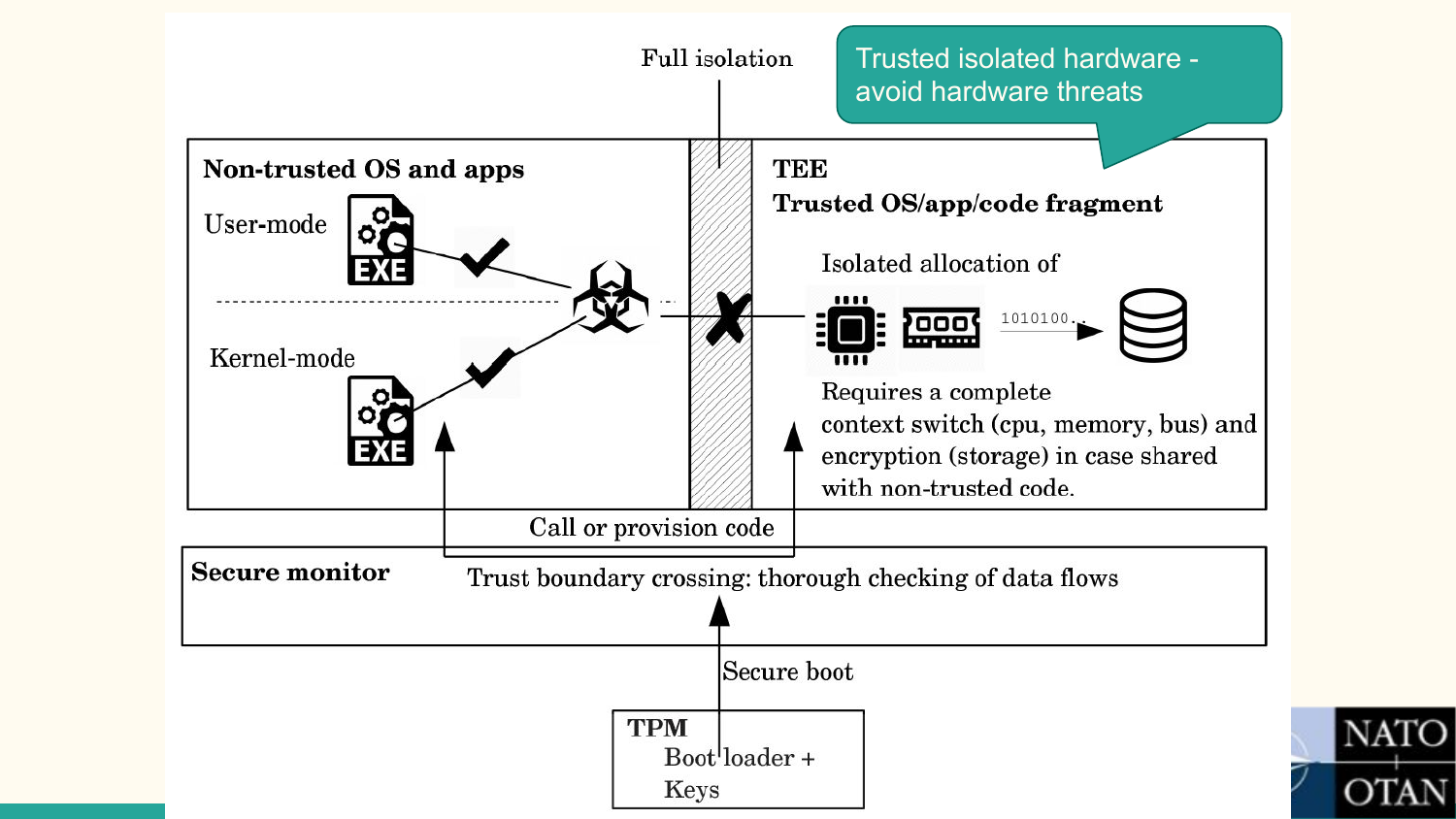Trusted isolated hardware - avoid hardware threats

Full isolation

**Non-trusted OS and apps**

User-mode

Kernel-mode

**TEE**

**Trusted OS/app/code fragment**

Isolated allocation of

1010100...

Requires a complete context switch (cpu, memory, bus) and encryption (storage) in case shared with non-trusted code.

Call or provision code

**Secure monitor**

Trust boundary crossing: thorough checking of data flows

Secure boot

**TPM**

Boot loader + Keys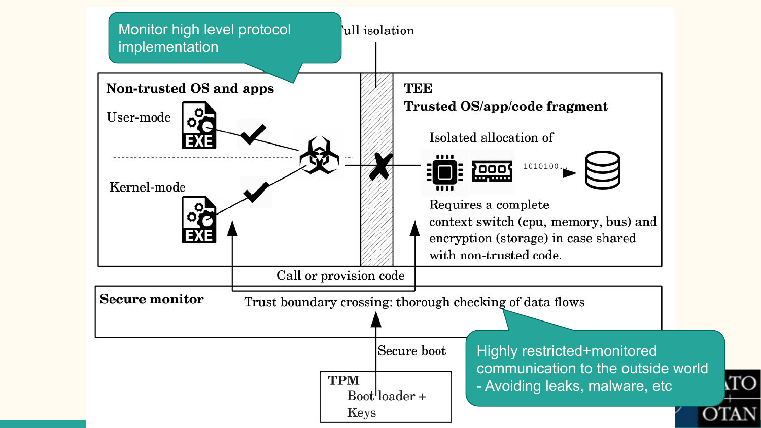Monitor high level protocol implementation

Full isolation

**Non-trusted OS and apps**

User-mode

Kernel-mode

**TEE**

**Trusted OS/app/code fragment**

Isolated allocation of

1010100...

Requires a complete context switch (cpu, memory, bus) and encryption (storage) in case shared with non-trusted code.

Call or provision code

**Secure monitor**

Trust boundary crossing: thorough checking of data flows

Secure boot

**TPM**

Boot loader + Keys

Highly restricted+monitored communication to the outside world - Avoiding leaks, malware, etc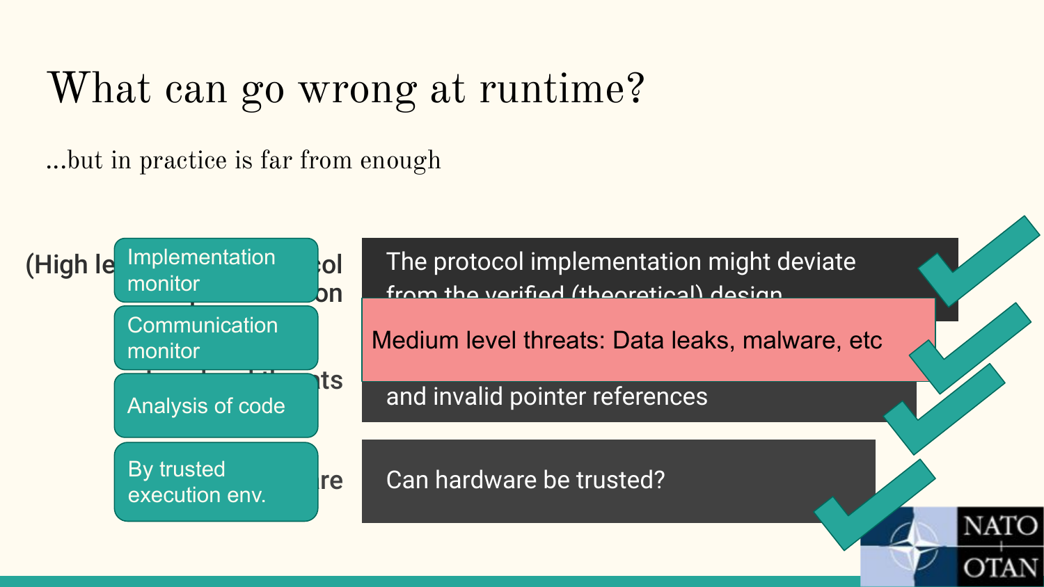# What can go wrong at runtime?

...but in practice is far from enough

(High le Implementation monitor col on

Communication monitor

Analysis of code ts

By trusted execution env. re

The protocol implementation might deviate from the verified (theoretical) design

Medium level threats: Data leaks, malware, etc

and invalid pointer references

Can hardware be trusted?